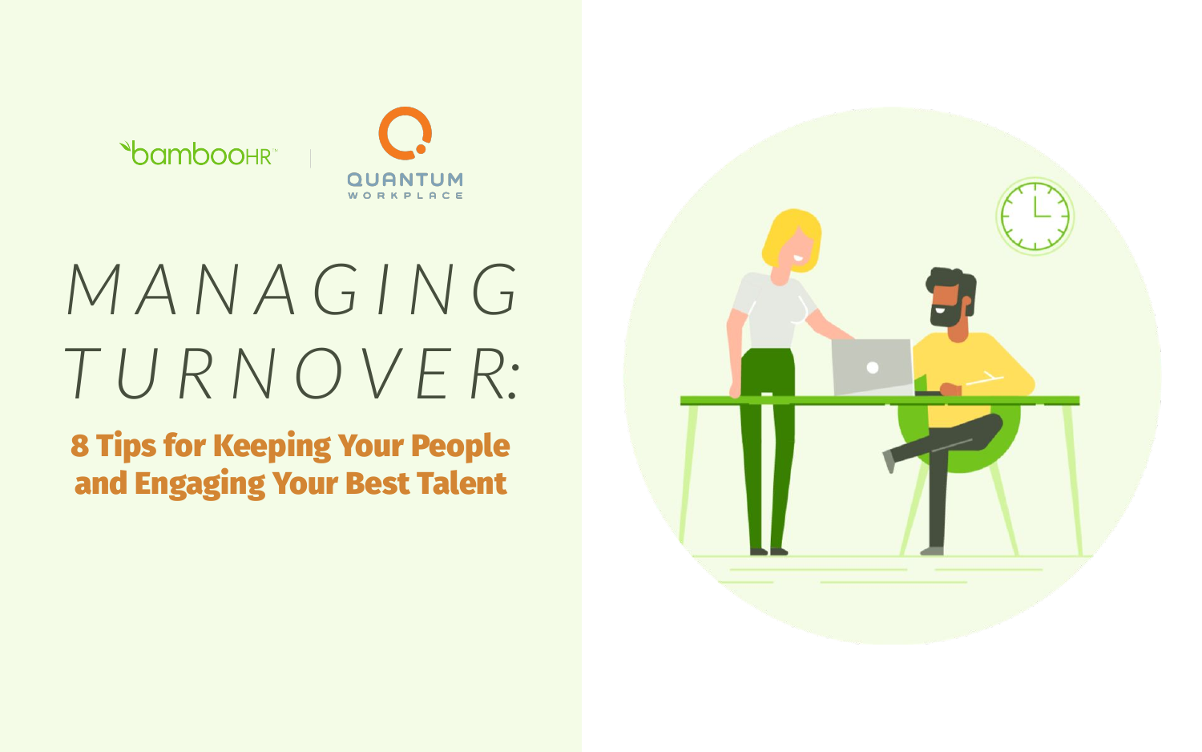bambooHR | QUANTUM WORKPLACE

# MANAGING TURNOVER:

## 8 Tips for Keeping Your People and Engaging Your Best Talent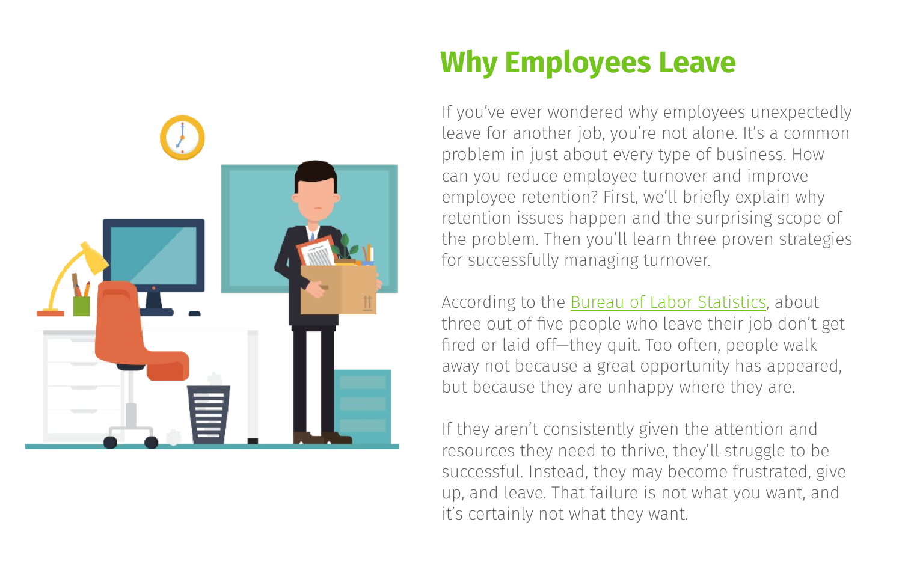# Why Employees Leave

If you've ever wondered why employees unexpectedly leave for another job, you're not alone. It's a common problem in just about every type of business. How can you reduce employee turnover and improve employee retention? First, we'll briefly explain why retention issues happen and the surprising scope of the problem. Then you'll learn three proven strategies for successfully managing turnover.

According to the Bureau of Labor Statistics, about three out of five people who leave their job don't get fired or laid off—they quit. Too often, people walk away not because a great opportunity has appeared, but because they are unhappy where they are.

If they aren't consistently given the attention and resources they need to thrive, they'll struggle to be successful. Instead, they may become frustrated, give up, and leave. That failure is not what you want, and it's certainly not what they want.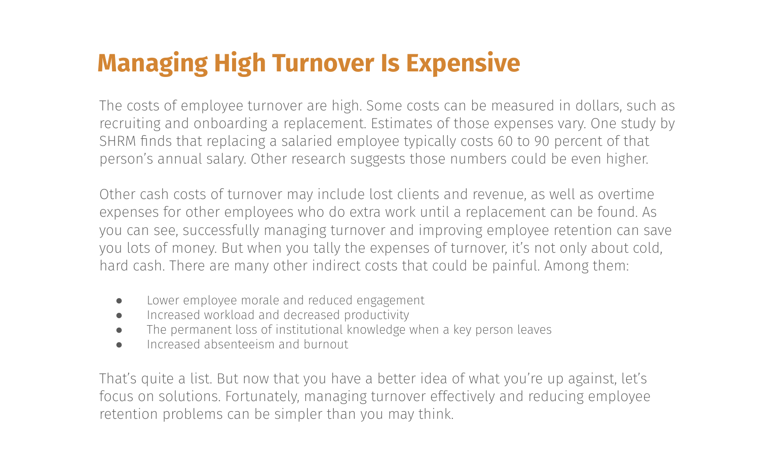# Managing High Turnover Is Expensive

The costs of employee turnover are high. Some costs can be measured in dollars, such as recruiting and onboarding a replacement. Estimates of those expenses vary. One study by SHRM finds that replacing a salaried employee typically costs 60 to 90 percent of that person's annual salary. Other research suggests those numbers could be even higher.

Other cash costs of turnover may include lost clients and revenue, as well as overtime expenses for other employees who do extra work until a replacement can be found. As you can see, successfully managing turnover and improving employee retention can save you lots of money. But when you tally the expenses of turnover, it's not only about cold, hard cash. There are many other indirect costs that could be painful. Among them:

- Lower employee morale and reduced engagement
- Increased workload and decreased productivity
- The permanent loss of institutional knowledge when a key person leaves
- Increased absenteeism and burnout

That's quite a list. But now that you have a better idea of what you're up against, let's focus on solutions. Fortunately, managing turnover effectively and reducing employee retention problems can be simpler than you may think.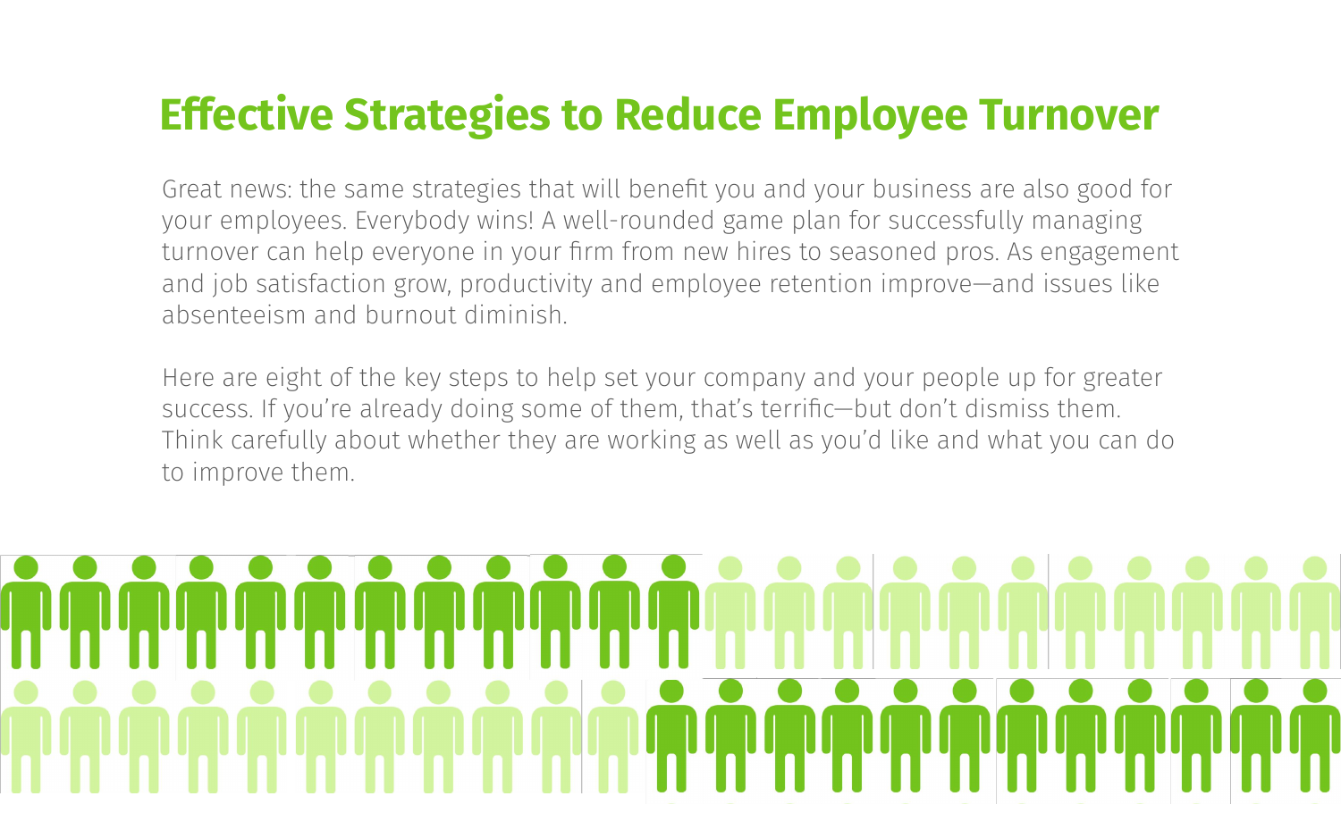# Effective Strategies to Reduce Employee Turnover

Great news: the same strategies that will benefit you and your business are also good for your employees. Everybody wins! A well-rounded game plan for successfully managing turnover can help everyone in your firm from new hires to seasoned pros. As engagement and job satisfaction grow, productivity and employee retention improve—and issues like absenteeism and burnout diminish.

Here are eight of the key steps to help set your company and your people up for greater success. If you're already doing some of them, that's terrific—but don't dismiss them. Think carefully about whether they are working as well as you'd like and what you can do to improve them.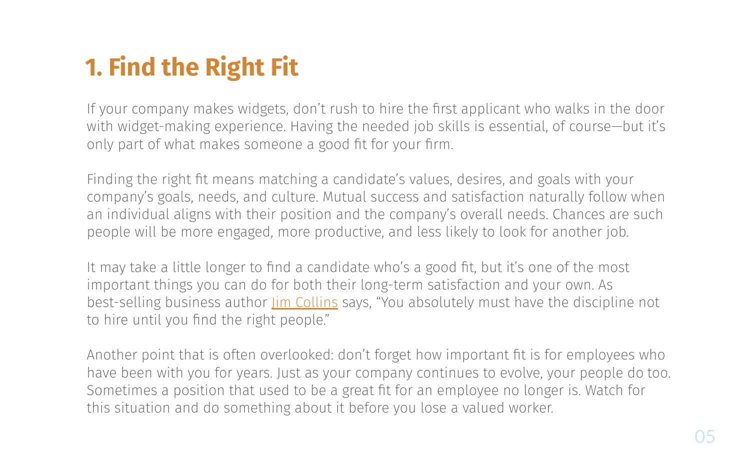# 1. Find the Right Fit

If your company makes widgets, don't rush to hire the first applicant who walks in the door with widget-making experience. Having the needed job skills is essential, of course—but it's only part of what makes someone a good fit for your firm.

Finding the right fit means matching a candidate's values, desires, and goals with your company's goals, needs, and culture. Mutual success and satisfaction naturally follow when an individual aligns with their position and the company's overall needs. Chances are such people will be more engaged, more productive, and less likely to look for another job.

It may take a little longer to find a candidate who's a good fit, but it's one of the most important things you can do for both their long-term satisfaction and your own. As best-selling business author Jim Collins says, "You absolutely must have the discipline not to hire until you find the right people."

Another point that is often overlooked: don't forget how important fit is for employees who have been with you for years. Just as your company continues to evolve, your people do too. Sometimes a position that used to be a great fit for an employee no longer is. Watch for this situation and do something about it before you lose a valued worker.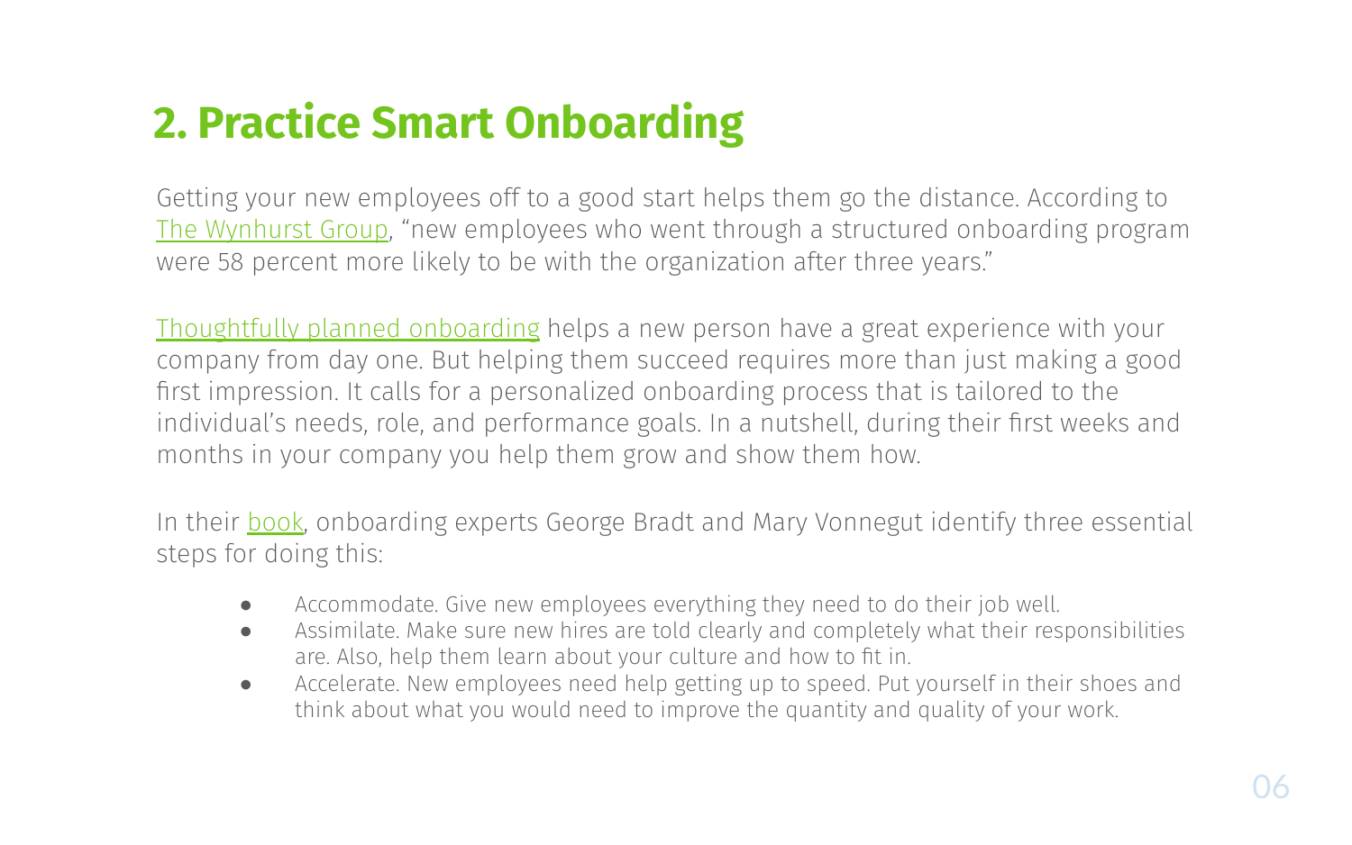## 2. Practice Smart Onboarding

Getting your new employees off to a good start helps them go the distance. According to The Wynhurst Group, "new employees who went through a structured onboarding program were 58 percent more likely to be with the organization after three years."

Thoughtfully planned onboarding helps a new person have a great experience with your company from day one. But helping them succeed requires more than just making a good first impression. It calls for a personalized onboarding process that is tailored to the individual's needs, role, and performance goals. In a nutshell, during their first weeks and months in your company you help them grow and show them how.

In their book, onboarding experts George Bradt and Mary Vonnegut identify three essential steps for doing this:

- Accommodate. Give new employees everything they need to do their job well.
- Assimilate. Make sure new hires are told clearly and completely what their responsibilities are. Also, help them learn about your culture and how to fit in.
- Accelerate. New employees need help getting up to speed. Put yourself in their shoes and think about what you would need to improve the quantity and quality of your work.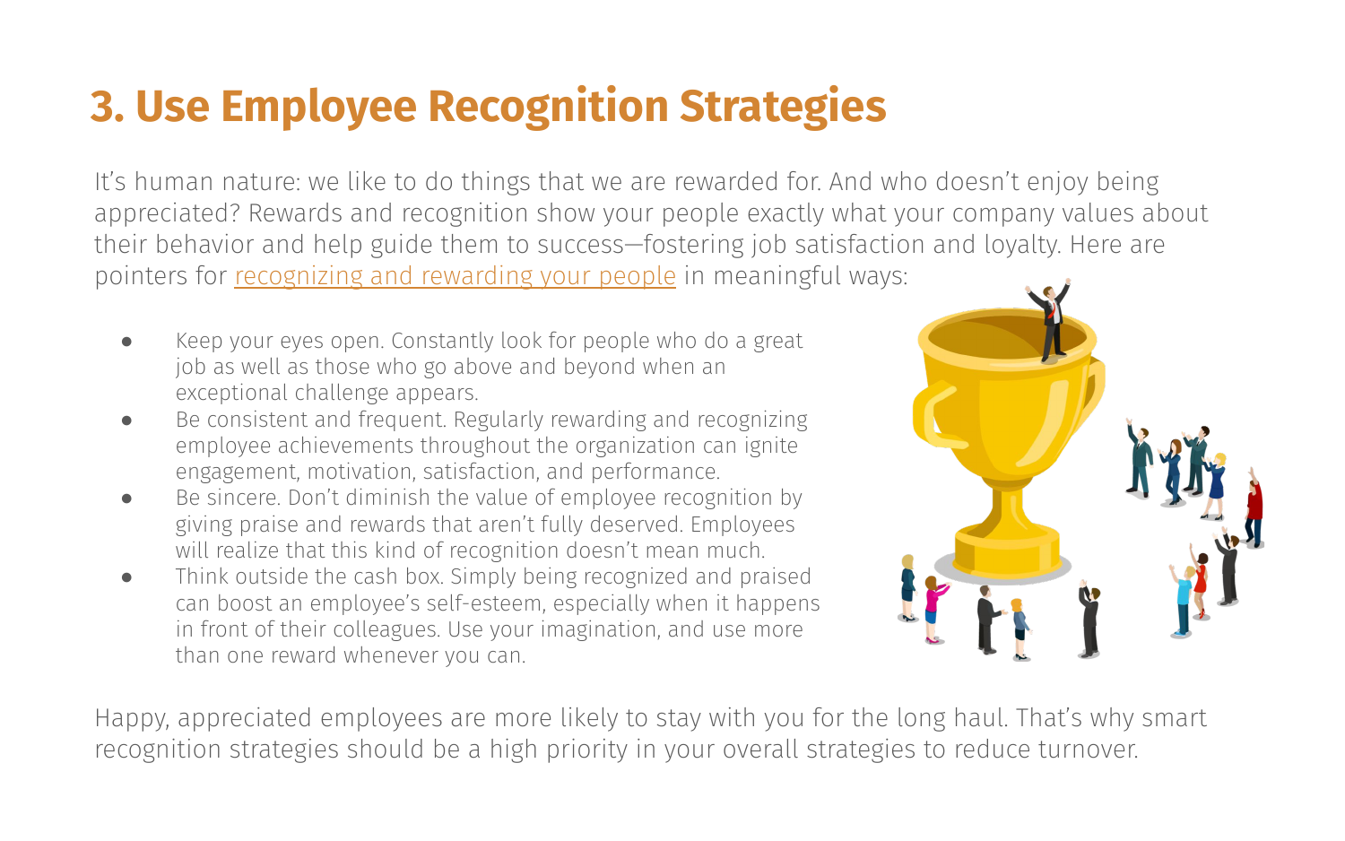# 3. Use Employee Recognition Strategies

It's human nature: we like to do things that we are rewarded for. And who doesn't enjoy being appreciated? Rewards and recognition show your people exactly what your company values about their behavior and help guide them to success—fostering job satisfaction and loyalty. Here are pointers for recognizing and rewarding your people in meaningful ways:

- Keep your eyes open. Constantly look for people who do a great job as well as those who go above and beyond when an exceptional challenge appears.
- Be consistent and frequent. Regularly rewarding and recognizing employee achievements throughout the organization can ignite engagement, motivation, satisfaction, and performance.
- Be sincere. Don't diminish the value of employee recognition by giving praise and rewards that aren't fully deserved. Employees will realize that this kind of recognition doesn't mean much.
- Think outside the cash box. Simply being recognized and praised can boost an employee's self-esteem, especially when it happens in front of their colleagues. Use your imagination, and use more than one reward whenever you can.

Happy, appreciated employees are more likely to stay with you for the long haul. That's why smart recognition strategies should be a high priority in your overall strategies to reduce turnover.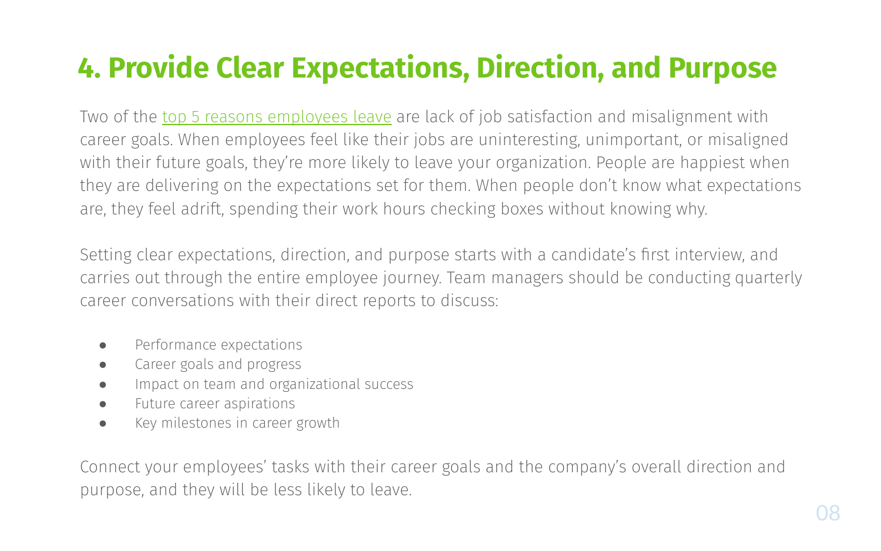# 4. Provide Clear Expectations, Direction, and Purpose

Two of the top 5 reasons employees leave are lack of job satisfaction and misalignment with career goals. When employees feel like their jobs are uninteresting, unimportant, or misaligned with their future goals, they're more likely to leave your organization. People are happiest when they are delivering on the expectations set for them. When people don't know what expectations are, they feel adrift, spending their work hours checking boxes without knowing why.

Setting clear expectations, direction, and purpose starts with a candidate's first interview, and carries out through the entire employee journey. Team managers should be conducting quarterly career conversations with their direct reports to discuss:

- Performance expectations
- Career goals and progress
- Impact on team and organizational success
- Future career aspirations
- Key milestones in career growth

Connect your employees' tasks with their career goals and the company's overall direction and purpose, and they will be less likely to leave.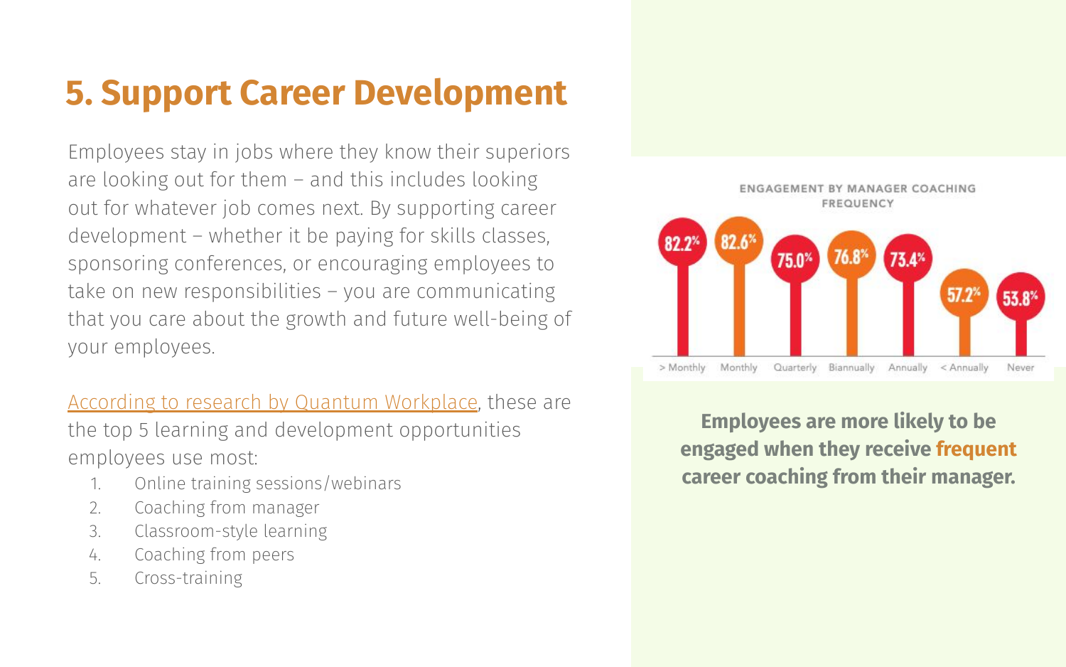## 5. Support Career Development

Employees stay in jobs where they know their superiors are looking out for them – and this includes looking out for whatever job comes next. By supporting career development – whether it be paying for skills classes, sponsoring conferences, or encouraging employees to take on new responsibilities – you are communicating that you care about the growth and future well-being of your employees.

According to research by Quantum Workplace, these are the top 5 learning and development opportunities employees use most:

1. Online training sessions/webinars
2. Coaching from manager
3. Classroom-style learning
4. Coaching from peers
5. Cross-training

ENGAGEMENT BY MANAGER COACHING FREQUENCY

| > Monthly | Monthly | Quarterly | Biannually | Annually | < Annually | Never |
|---|---|---|---|---|---|---|
| 82.2% | 82.6% | 75.0% | 76.8% | 73.4% | 57.2% | 53.8% |

**Employees are more likely to be engaged when they receive frequent career coaching from their manager.**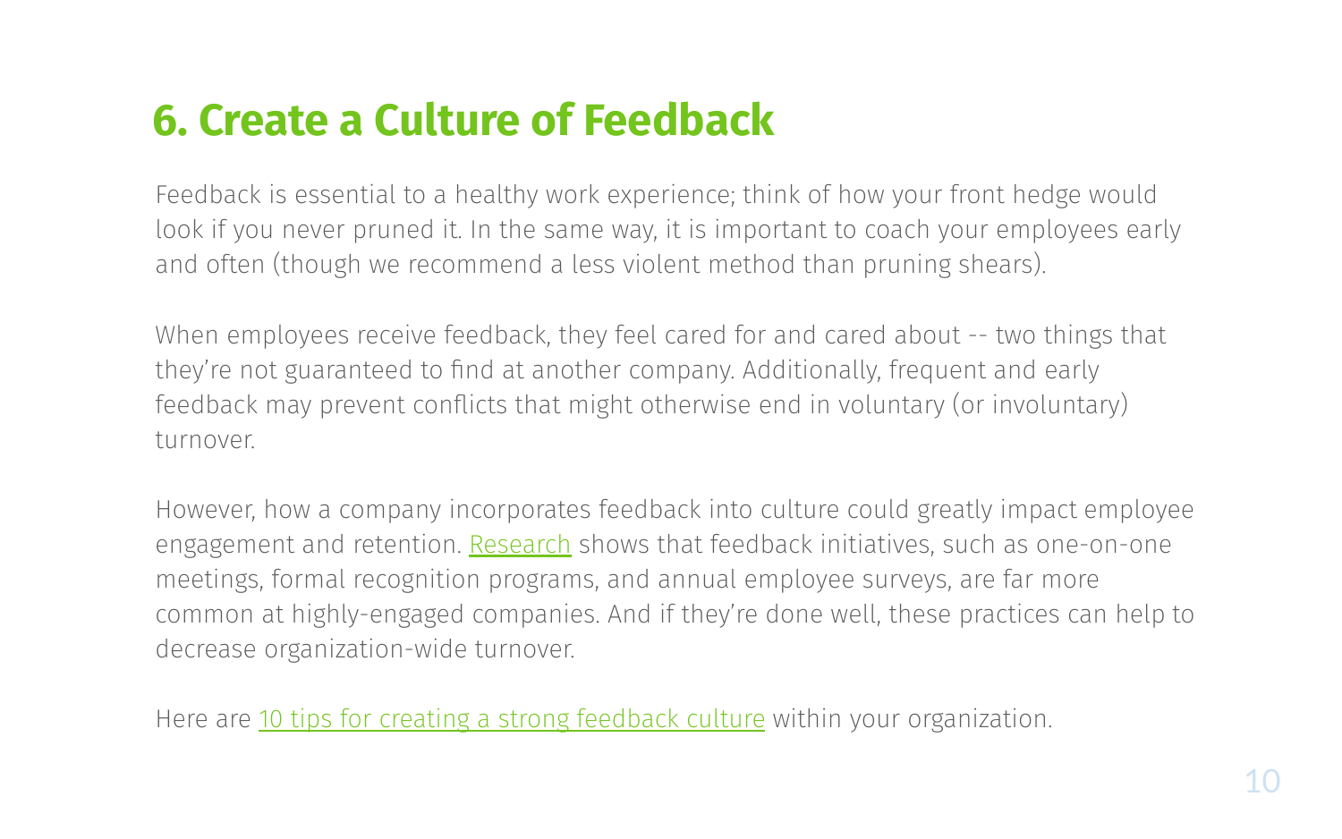## 6. Create a Culture of Feedback

Feedback is essential to a healthy work experience; think of how your front hedge would look if you never pruned it. In the same way, it is important to coach your employees early and often (though we recommend a less violent method than pruning shears).

When employees receive feedback, they feel cared for and cared about -- two things that they're not guaranteed to find at another company. Additionally, frequent and early feedback may prevent conflicts that might otherwise end in voluntary (or involuntary) turnover.

However, how a company incorporates feedback into culture could greatly impact employee engagement and retention. Research shows that feedback initiatives, such as one-on-one meetings, formal recognition programs, and annual employee surveys, are far more common at highly-engaged companies. And if they're done well, these practices can help to decrease organization-wide turnover.

Here are 10 tips for creating a strong feedback culture within your organization.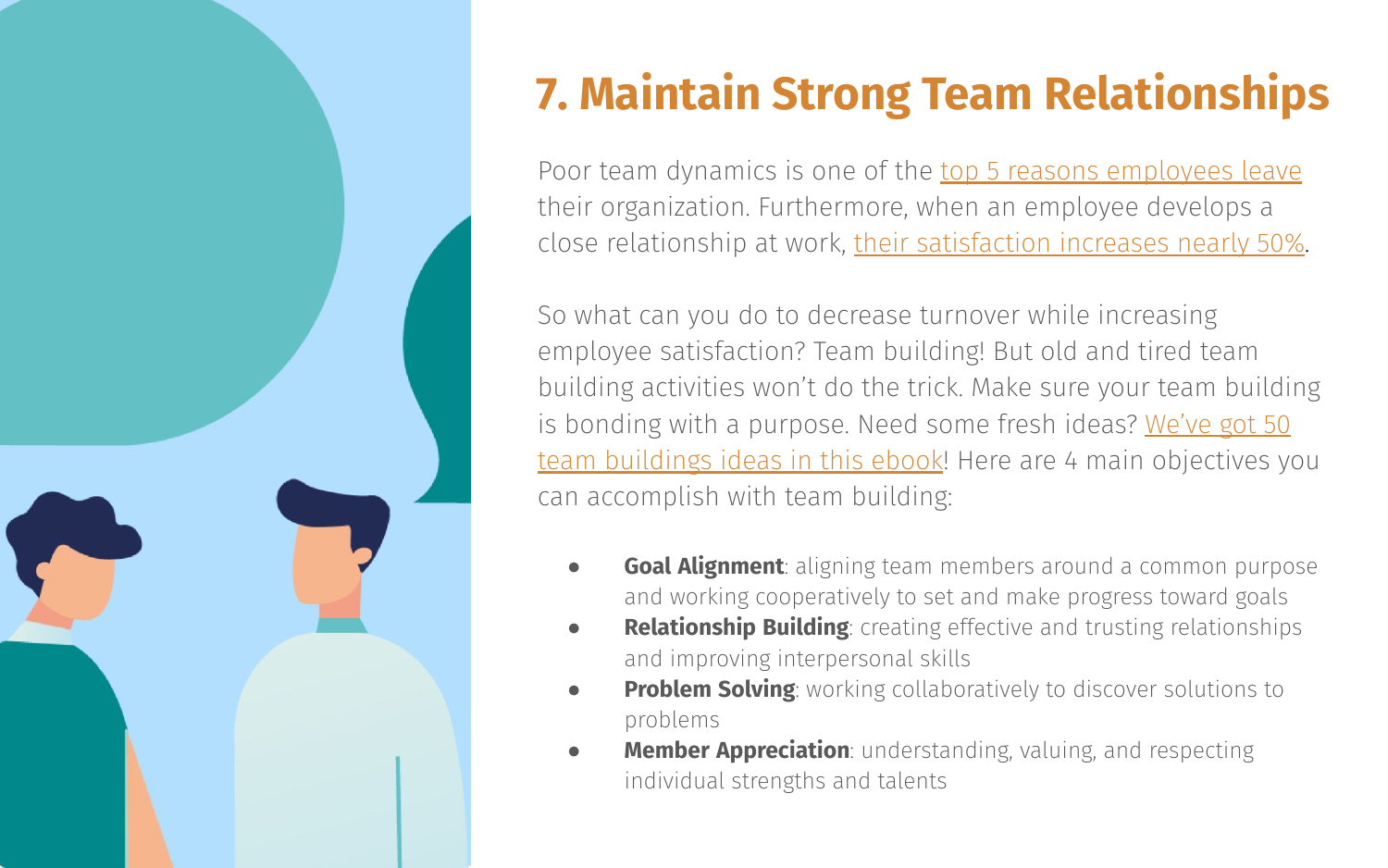# 7. Maintain Strong Team Relationships

Poor team dynamics is one of the top 5 reasons employees leave their organization. Furthermore, when an employee develops a close relationship at work, their satisfaction increases nearly 50%.

So what can you do to decrease turnover while increasing employee satisfaction? Team building! But old and tired team building activities won't do the trick. Make sure your team building is bonding with a purpose. Need some fresh ideas? We've got 50 team buildings ideas in this ebook! Here are 4 main objectives you can accomplish with team building:

- **Goal Alignment**: aligning team members around a common purpose and working cooperatively to set and make progress toward goals
- **Relationship Building**: creating effective and trusting relationships and improving interpersonal skills
- **Problem Solving**: working collaboratively to discover solutions to problems
- **Member Appreciation**: understanding, valuing, and respecting individual strengths and talents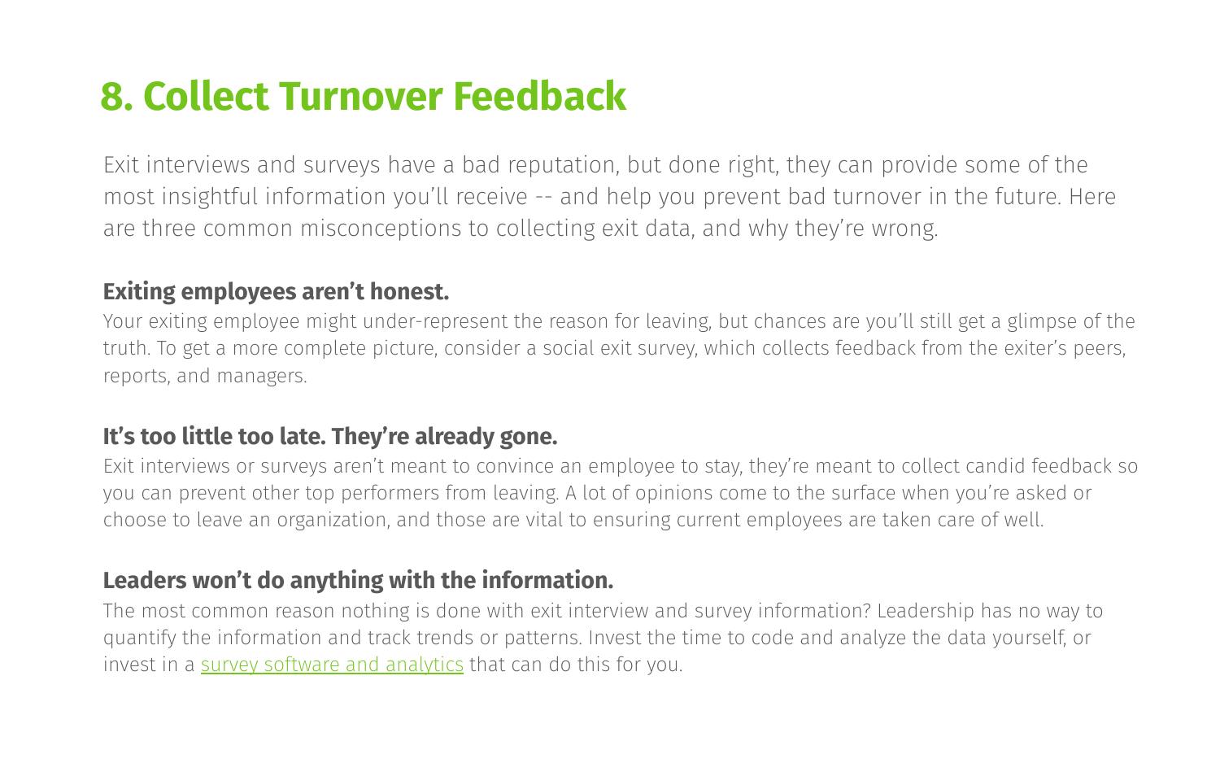## 8. Collect Turnover Feedback

Exit interviews and surveys have a bad reputation, but done right, they can provide some of the most insightful information you'll receive -- and help you prevent bad turnover in the future. Here are three common misconceptions to collecting exit data, and why they're wrong.

### Exiting employees aren't honest.

Your exiting employee might under-represent the reason for leaving, but chances are you'll still get a glimpse of the truth. To get a more complete picture, consider a social exit survey, which collects feedback from the exiter's peers, reports, and managers.

### It's too little too late. They're already gone.

Exit interviews or surveys aren't meant to convince an employee to stay, they're meant to collect candid feedback so you can prevent other top performers from leaving. A lot of opinions come to the surface when you're asked or choose to leave an organization, and those are vital to ensuring current employees are taken care of well.

### Leaders won't do anything with the information.

The most common reason nothing is done with exit interview and survey information? Leadership has no way to quantify the information and track trends or patterns. Invest the time to code and analyze the data yourself, or invest in a survey software and analytics that can do this for you.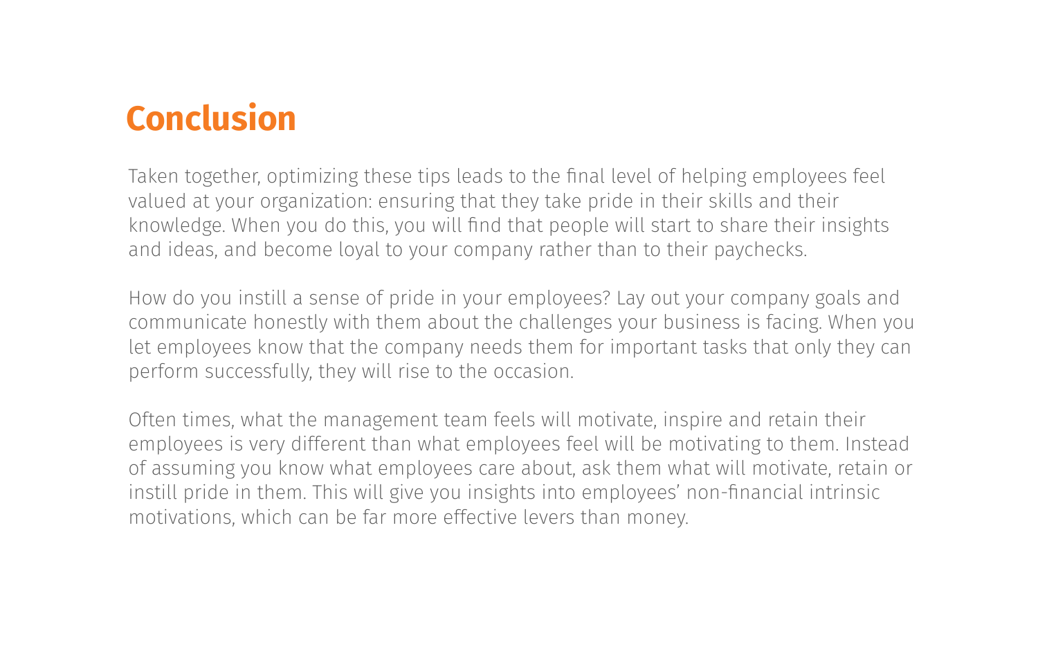# Conclusion

Taken together, optimizing these tips leads to the final level of helping employees feel valued at your organization: ensuring that they take pride in their skills and their knowledge. When you do this, you will find that people will start to share their insights and ideas, and become loyal to your company rather than to their paychecks.

How do you instill a sense of pride in your employees? Lay out your company goals and communicate honestly with them about the challenges your business is facing. When you let employees know that the company needs them for important tasks that only they can perform successfully, they will rise to the occasion.

Often times, what the management team feels will motivate, inspire and retain their employees is very different than what employees feel will be motivating to them. Instead of assuming you know what employees care about, ask them what will motivate, retain or instill pride in them. This will give you insights into employees' non-financial intrinsic motivations, which can be far more effective levers than money.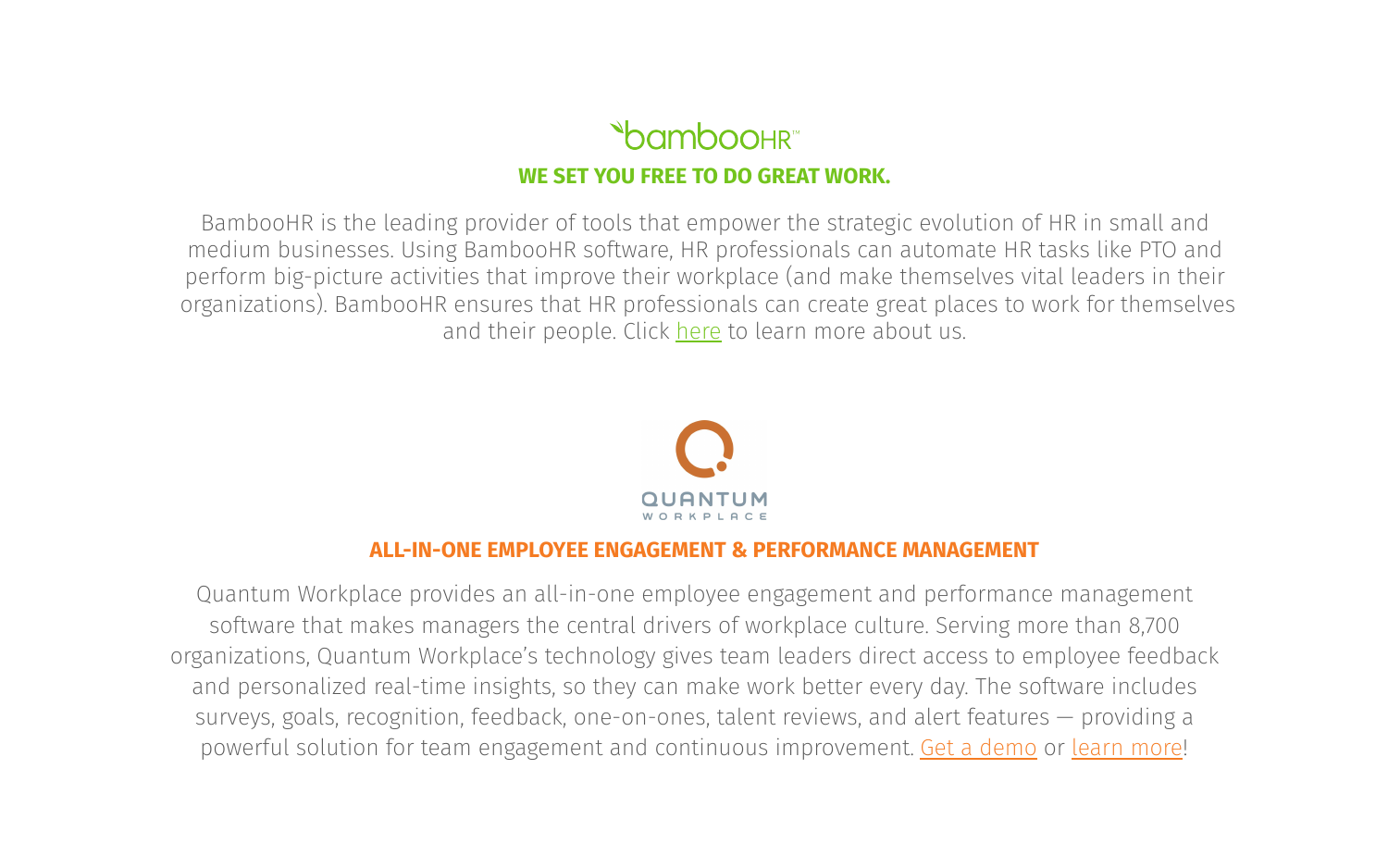bambooHR™

## WE SET YOU FREE TO DO GREAT WORK.

BambooHR is the leading provider of tools that empower the strategic evolution of HR in small and medium businesses. Using BambooHR software, HR professionals can automate HR tasks like PTO and perform big-picture activities that improve their workplace (and make themselves vital leaders in their organizations). BambooHR ensures that HR professionals can create great places to work for themselves and their people. Click here to learn more about us.

QUANTUM WORKPLACE

## ALL-IN-ONE EMPLOYEE ENGAGEMENT & PERFORMANCE MANAGEMENT

Quantum Workplace provides an all-in-one employee engagement and performance management software that makes managers the central drivers of workplace culture. Serving more than 8,700 organizations, Quantum Workplace's technology gives team leaders direct access to employee feedback and personalized real-time insights, so they can make work better every day. The software includes surveys, goals, recognition, feedback, one-on-ones, talent reviews, and alert features — providing a powerful solution for team engagement and continuous improvement. Get a demo or learn more!